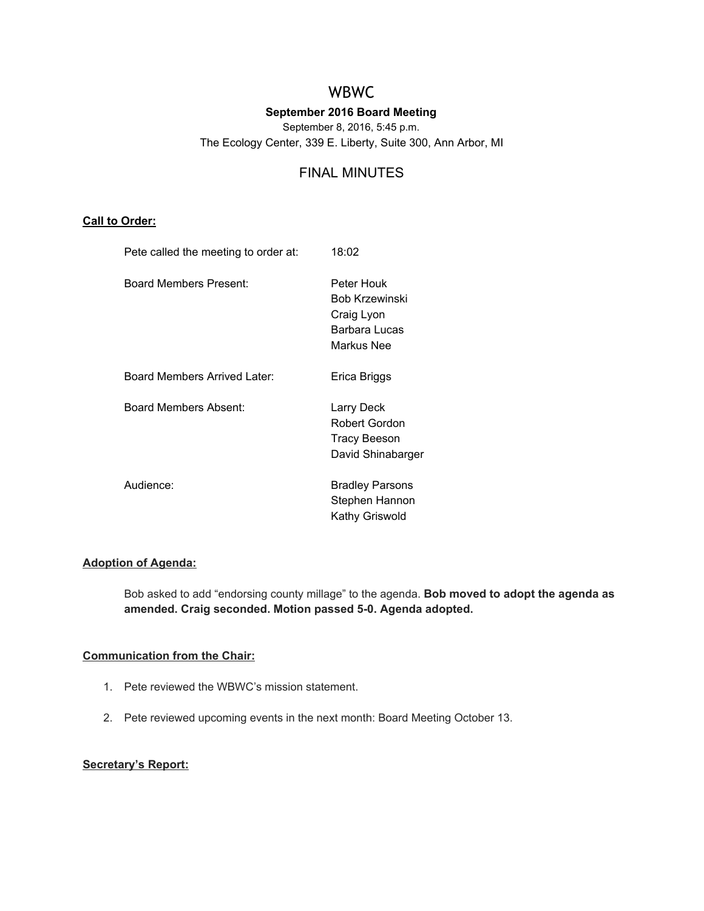# WBWC

**September 2016 Board Meeting**

September 8, 2016, 5:45 p.m.

The Ecology Center, 339 E. Liberty, Suite 300, Ann Arbor, MI

## FINAL MINUTES

### <u>Call to Order:</u>

| | |
|---|---|
| Pete called the meeting to order at: | 18:02 |
| Board Members Present: | Peter Houk<br>Bob Krzewinski<br>Craig Lyon<br>Barbara Lucas<br>Markus Nee |
| Board Members Arrived Later: | Erica Briggs |
| Board Members Absent: | Larry Deck<br>Robert Gordon<br>Tracy Beeson<br>David Shinabarger |
| Audience: | Bradley Parsons<br>Stephen Hannon<br>Kathy Griswold |

### <u>Adoption of Agenda:</u>

Bob asked to add "endorsing county millage" to the agenda. **Bob moved to adopt the agenda as amended. Craig seconded. Motion passed 5-0. Agenda adopted.**

### <u>Communication from the Chair:</u>

1. Pete reviewed the WBWC's mission statement.
2. Pete reviewed upcoming events in the next month: Board Meeting October 13.

### <u>Secretary's Report:</u>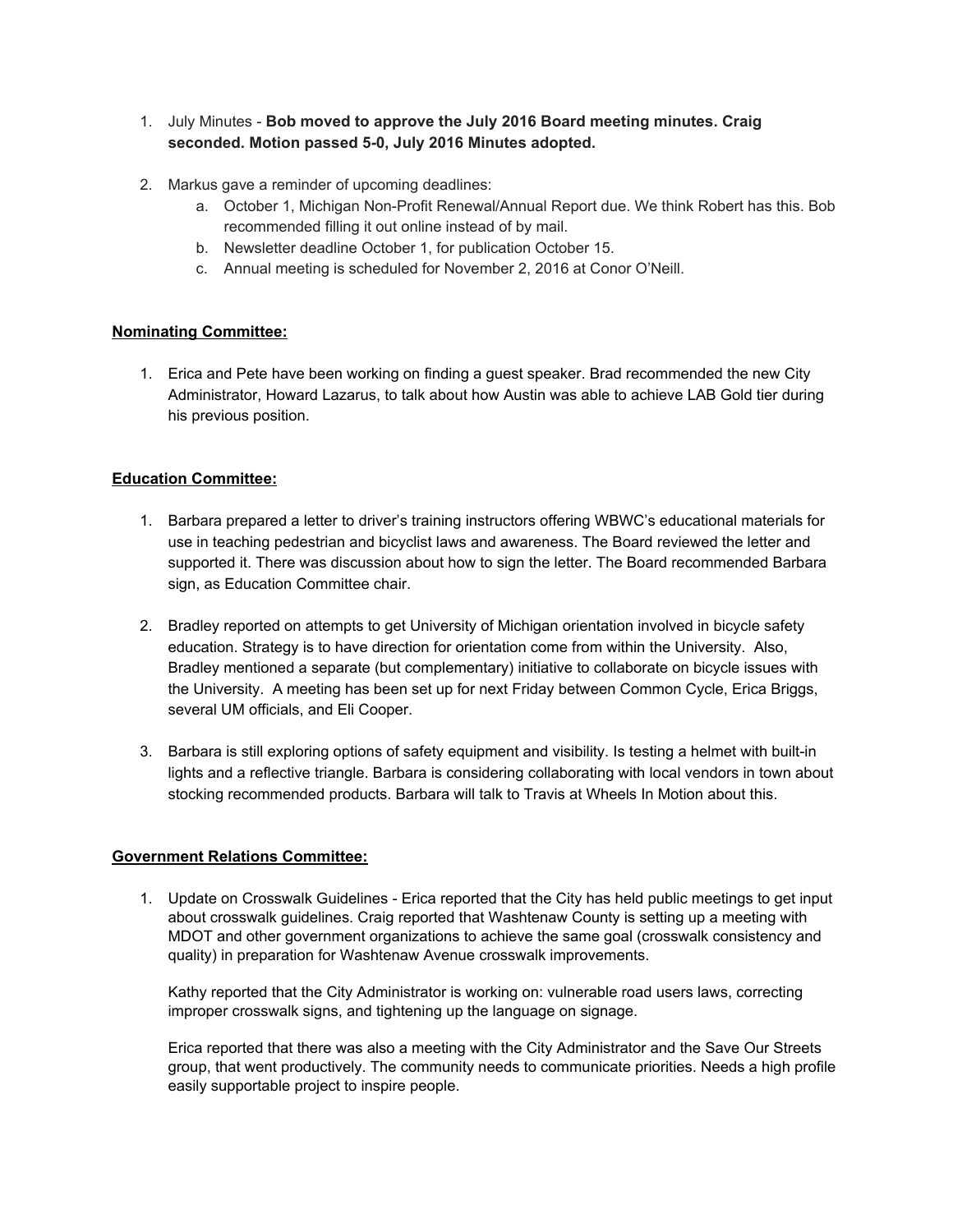1. July Minutes - **Bob moved to approve the July 2016 Board meeting minutes. Craig seconded. Motion passed 5-0, July 2016 Minutes adopted.**

2. Markus gave a reminder of upcoming deadlines:
    a. October 1, Michigan Non-Profit Renewal/Annual Report due. We think Robert has this. Bob recommended filling it out online instead of by mail.
    b. Newsletter deadline October 1, for publication October 15.
    c. Annual meeting is scheduled for November 2, 2016 at Conor O'Neill.

**Nominating Committee:**

1. Erica and Pete have been working on finding a guest speaker. Brad recommended the new City Administrator, Howard Lazarus, to talk about how Austin was able to achieve LAB Gold tier during his previous position.

**Education Committee:**

1. Barbara prepared a letter to driver's training instructors offering WBWC's educational materials for use in teaching pedestrian and bicyclist laws and awareness. The Board reviewed the letter and supported it. There was discussion about how to sign the letter. The Board recommended Barbara sign, as Education Committee chair.

2. Bradley reported on attempts to get University of Michigan orientation involved in bicycle safety education. Strategy is to have direction for orientation come from within the University. Also, Bradley mentioned a separate (but complementary) initiative to collaborate on bicycle issues with the University. A meeting has been set up for next Friday between Common Cycle, Erica Briggs, several UM officials, and Eli Cooper.

3. Barbara is still exploring options of safety equipment and visibility. Is testing a helmet with built-in lights and a reflective triangle. Barbara is considering collaborating with local vendors in town about stocking recommended products. Barbara will talk to Travis at Wheels In Motion about this.

**Government Relations Committee:**

1. Update on Crosswalk Guidelines - Erica reported that the City has held public meetings to get input about crosswalk guidelines. Craig reported that Washtenaw County is setting up a meeting with MDOT and other government organizations to achieve the same goal (crosswalk consistency and quality) in preparation for Washtenaw Avenue crosswalk improvements.

   Kathy reported that the City Administrator is working on: vulnerable road users laws, correcting improper crosswalk signs, and tightening up the language on signage.

   Erica reported that there was also a meeting with the City Administrator and the Save Our Streets group, that went productively. The community needs to communicate priorities. Needs a high profile easily supportable project to inspire people.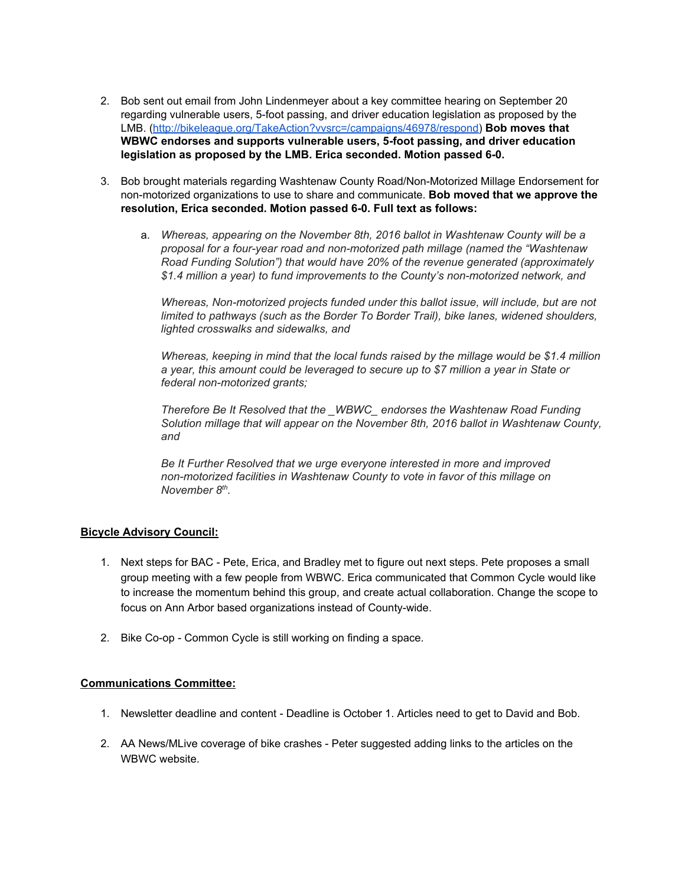2. Bob sent out email from John Lindenmeyer about a key committee hearing on September 20 regarding vulnerable users, 5-foot passing, and driver education legislation as proposed by the LMB. ([http://bikeleague.org/TakeAction?vvsrc=/campaigns/46978/respond](http://bikeleague.org/TakeAction?vvsrc=/campaigns/46978/respond)) **Bob moves that WBWC endorses and supports vulnerable users, 5-foot passing, and driver education legislation as proposed by the LMB. Erica seconded. Motion passed 6-0.**

3. Bob brought materials regarding Washtenaw County Road/Non-Motorized Millage Endorsement for non-motorized organizations to use to share and communicate. **Bob moved that we approve the resolution, Erica seconded. Motion passed 6-0. Full text as follows:**

    a. *Whereas, appearing on the November 8th, 2016 ballot in Washtenaw County will be a proposal for a four-year road and non-motorized path millage (named the "Washtenaw Road Funding Solution") that would have 20% of the revenue generated (approximately $1.4 million a year) to fund improvements to the County's non-motorized network, and*

    *Whereas, Non-motorized projects funded under this ballot issue, will include, but are not limited to pathways (such as the Border To Border Trail), bike lanes, widened shoulders, lighted crosswalks and sidewalks, and*

    *Whereas, keeping in mind that the local funds raised by the millage would be $1.4 million a year, this amount could be leveraged to secure up to $7 million a year in State or federal non-motorized grants;*

    *Therefore Be It Resolved that the _WBWC_ endorses the Washtenaw Road Funding Solution millage that will appear on the November 8th, 2016 ballot in Washtenaw County, and*

    *Be It Further Resolved that we urge everyone interested in more and improved non-motorized facilities in Washtenaw County to vote in favor of this millage on November 8th.*

**Bicycle Advisory Council:**

1. Next steps for BAC - Pete, Erica, and Bradley met to figure out next steps. Pete proposes a small group meeting with a few people from WBWC. Erica communicated that Common Cycle would like to increase the momentum behind this group, and create actual collaboration. Change the scope to focus on Ann Arbor based organizations instead of County-wide.

2. Bike Co-op - Common Cycle is still working on finding a space.

**Communications Committee:**

1. Newsletter deadline and content - Deadline is October 1. Articles need to get to David and Bob.

2. AA News/MLive coverage of bike crashes - Peter suggested adding links to the articles on the WBWC website.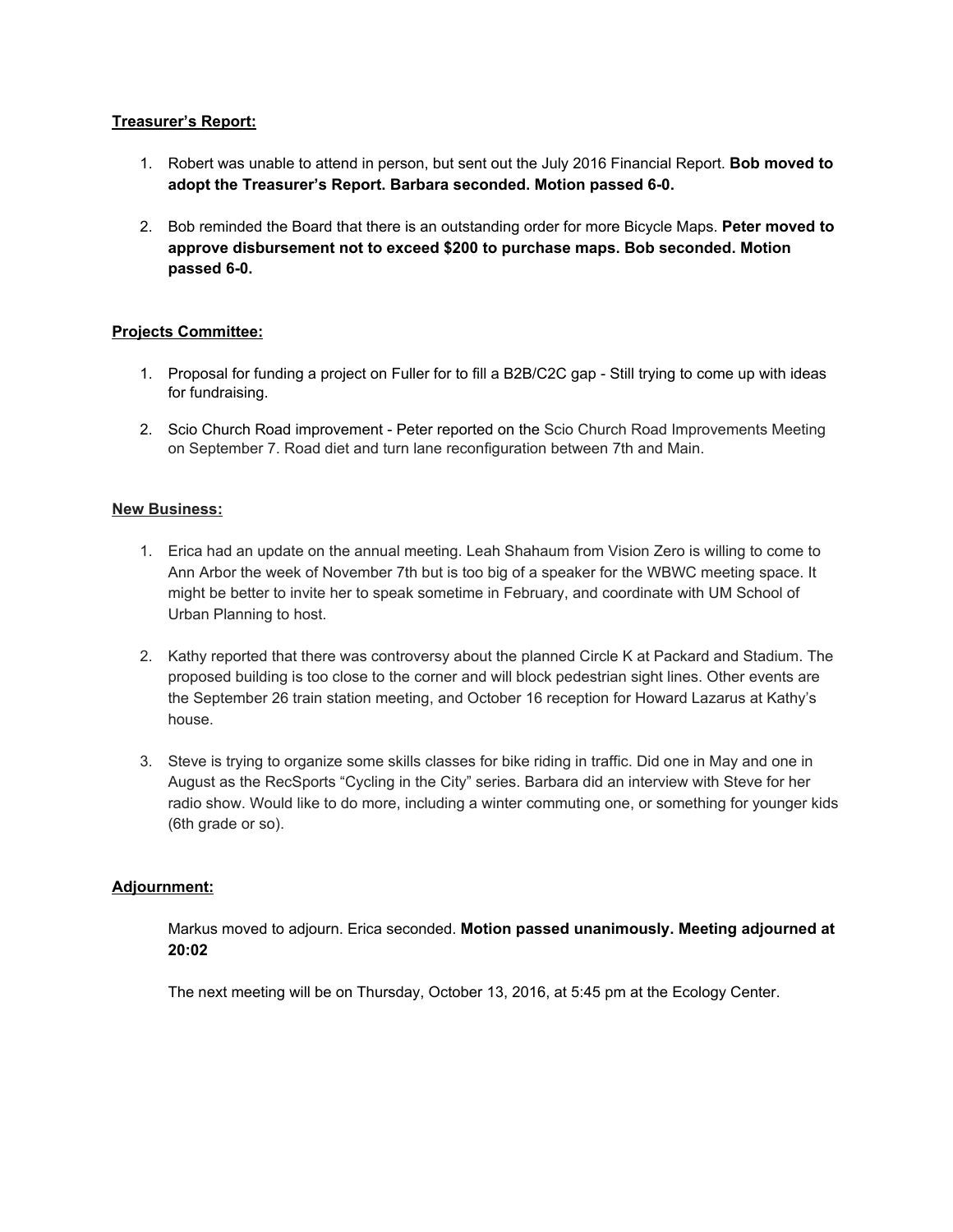**Treasurer's Report:**

1. Robert was unable to attend in person, but sent out the July 2016 Financial Report. **Bob moved to adopt the Treasurer's Report. Barbara seconded. Motion passed 6-0.**

2. Bob reminded the Board that there is an outstanding order for more Bicycle Maps. **Peter moved to approve disbursement not to exceed $200 to purchase maps. Bob seconded. Motion passed 6-0.**

**Projects Committee:**

1. Proposal for funding a project on Fuller for to fill a B2B/C2C gap - Still trying to come up with ideas for fundraising.

2. Scio Church Road improvement - Peter reported on the Scio Church Road Improvements Meeting on September 7. Road diet and turn lane reconfiguration between 7th and Main.

**New Business:**

1. Erica had an update on the annual meeting. Leah Shahaum from Vision Zero is willing to come to Ann Arbor the week of November 7th but is too big of a speaker for the WBWC meeting space. It might be better to invite her to speak sometime in February, and coordinate with UM School of Urban Planning to host.

2. Kathy reported that there was controversy about the planned Circle K at Packard and Stadium. The proposed building is too close to the corner and will block pedestrian sight lines. Other events are the September 26 train station meeting, and October 16 reception for Howard Lazarus at Kathy's house.

3. Steve is trying to organize some skills classes for bike riding in traffic. Did one in May and one in August as the RecSports "Cycling in the City" series. Barbara did an interview with Steve for her radio show. Would like to do more, including a winter commuting one, or something for younger kids (6th grade or so).

**Adjournment:**

Markus moved to adjourn. Erica seconded. **Motion passed unanimously. Meeting adjourned at 20:02**

The next meeting will be on Thursday, October 13, 2016, at 5:45 pm at the Ecology Center.